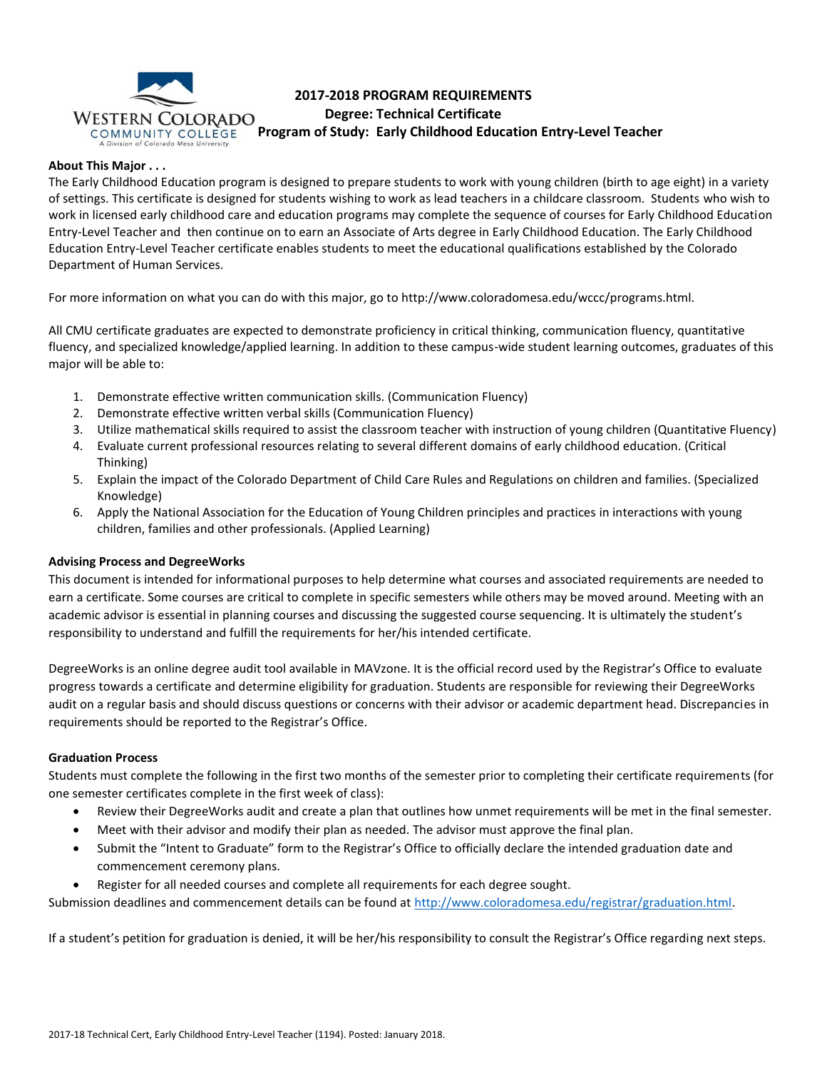**2017-2018 PROGRAM REQUIREMENTS**

**Degree: Technical Certificate**

**Program of Study: Early Childhood Education Entry-Level Teacher**

**About This Major . . .**

The Early Childhood Education program is designed to prepare students to work with young children (birth to age eight) in a variety of settings. This certificate is designed for students wishing to work as lead teachers in a childcare classroom. Students who wish to work in licensed early childhood care and education programs may complete the sequence of courses for Early Childhood Education Entry-Level Teacher and then continue on to earn an Associate of Arts degree in Early Childhood Education. The Early Childhood Education Entry-Level Teacher certificate enables students to meet the educational qualifications established by the Colorado Department of Human Services.

For more information on what you can do with this major, go to http://www.coloradomesa.edu/wccc/programs.html.

All CMU certificate graduates are expected to demonstrate proficiency in critical thinking, communication fluency, quantitative fluency, and specialized knowledge/applied learning. In addition to these campus-wide student learning outcomes, graduates of this major will be able to:

1. Demonstrate effective written communication skills. (Communication Fluency)
2. Demonstrate effective written verbal skills (Communication Fluency)
3. Utilize mathematical skills required to assist the classroom teacher with instruction of young children (Quantitative Fluency)
4. Evaluate current professional resources relating to several different domains of early childhood education. (Critical Thinking)
5. Explain the impact of the Colorado Department of Child Care Rules and Regulations on children and families. (Specialized Knowledge)
6. Apply the National Association for the Education of Young Children principles and practices in interactions with young children, families and other professionals. (Applied Learning)

**Advising Process and DegreeWorks**

This document is intended for informational purposes to help determine what courses and associated requirements are needed to earn a certificate. Some courses are critical to complete in specific semesters while others may be moved around. Meeting with an academic advisor is essential in planning courses and discussing the suggested course sequencing. It is ultimately the student's responsibility to understand and fulfill the requirements for her/his intended certificate.

DegreeWorks is an online degree audit tool available in MAVzone. It is the official record used by the Registrar's Office to evaluate progress towards a certificate and determine eligibility for graduation. Students are responsible for reviewing their DegreeWorks audit on a regular basis and should discuss questions or concerns with their advisor or academic department head. Discrepancies in requirements should be reported to the Registrar's Office.

**Graduation Process**

Students must complete the following in the first two months of the semester prior to completing their certificate requirements (for one semester certificates complete in the first week of class):

- Review their DegreeWorks audit and create a plan that outlines how unmet requirements will be met in the final semester.
- Meet with their advisor and modify their plan as needed. The advisor must approve the final plan.
- Submit the "Intent to Graduate" form to the Registrar's Office to officially declare the intended graduation date and commencement ceremony plans.
- Register for all needed courses and complete all requirements for each degree sought.

Submission deadlines and commencement details can be found at http://www.coloradomesa.edu/registrar/graduation.html.

If a student's petition for graduation is denied, it will be her/his responsibility to consult the Registrar's Office regarding next steps.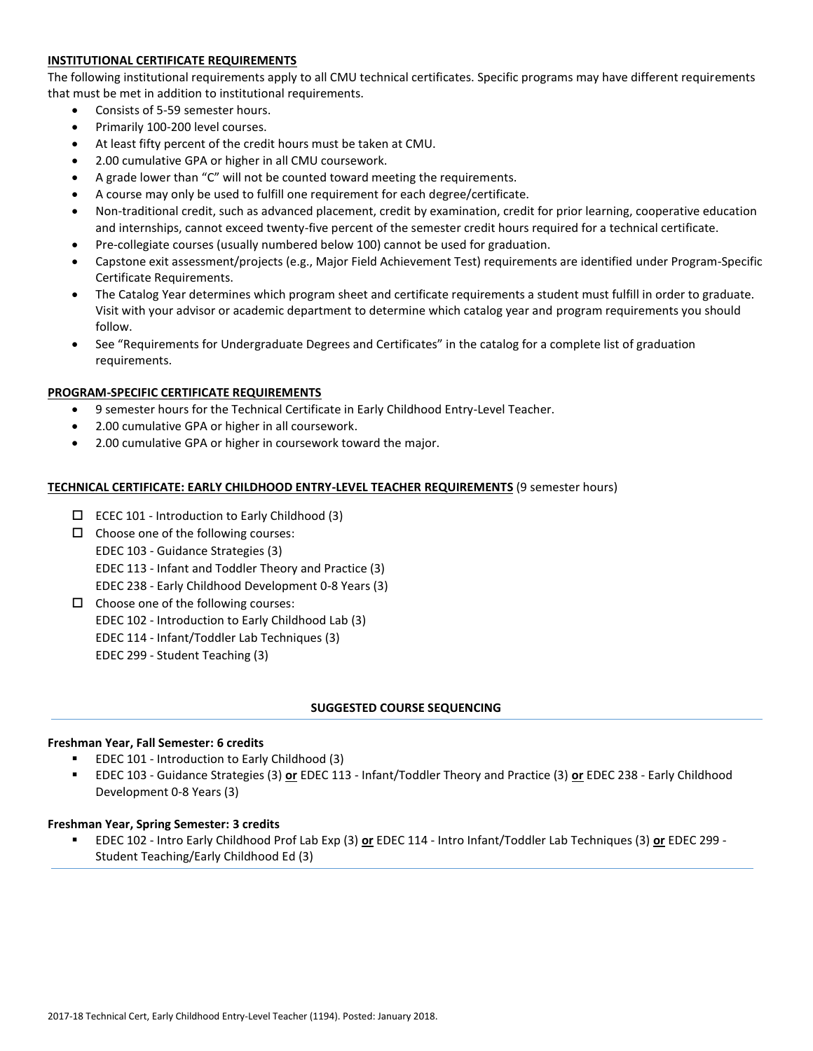## INSTITUTIONAL CERTIFICATE REQUIREMENTS

The following institutional requirements apply to all CMU technical certificates. Specific programs may have different requirements that must be met in addition to institutional requirements.

- Consists of 5-59 semester hours.
- Primarily 100-200 level courses.
- At least fifty percent of the credit hours must be taken at CMU.
- 2.00 cumulative GPA or higher in all CMU coursework.
- A grade lower than "C" will not be counted toward meeting the requirements.
- A course may only be used to fulfill one requirement for each degree/certificate.
- Non-traditional credit, such as advanced placement, credit by examination, credit for prior learning, cooperative education and internships, cannot exceed twenty-five percent of the semester credit hours required for a technical certificate.
- Pre-collegiate courses (usually numbered below 100) cannot be used for graduation.
- Capstone exit assessment/projects (e.g., Major Field Achievement Test) requirements are identified under Program-Specific Certificate Requirements.
- The Catalog Year determines which program sheet and certificate requirements a student must fulfill in order to graduate. Visit with your advisor or academic department to determine which catalog year and program requirements you should follow.
- See "Requirements for Undergraduate Degrees and Certificates" in the catalog for a complete list of graduation requirements.

## PROGRAM-SPECIFIC CERTIFICATE REQUIREMENTS

- 9 semester hours for the Technical Certificate in Early Childhood Entry-Level Teacher.
- 2.00 cumulative GPA or higher in all coursework.
- 2.00 cumulative GPA or higher in coursework toward the major.

## TECHNICAL CERTIFICATE: EARLY CHILDHOOD ENTRY-LEVEL TEACHER REQUIREMENTS (9 semester hours)

- ☐ ECEC 101 - Introduction to Early Childhood (3)
- ☐ Choose one of the following courses:
  EDEC 103 - Guidance Strategies (3)
  EDEC 113 - Infant and Toddler Theory and Practice (3)
  EDEC 238 - Early Childhood Development 0-8 Years (3)
- ☐ Choose one of the following courses:
  EDEC 102 - Introduction to Early Childhood Lab (3)
  EDEC 114 - Infant/Toddler Lab Techniques (3)
  EDEC 299 - Student Teaching (3)

## SUGGESTED COURSE SEQUENCING

**Freshman Year, Fall Semester: 6 credits**

- EDEC 101 - Introduction to Early Childhood (3)
- EDEC 103 - Guidance Strategies (3) **or** EDEC 113 - Infant/Toddler Theory and Practice (3) **or** EDEC 238 - Early Childhood Development 0-8 Years (3)

**Freshman Year, Spring Semester: 3 credits**

- EDEC 102 - Intro Early Childhood Prof Lab Exp (3) **or** EDEC 114 - Intro Infant/Toddler Lab Techniques (3) **or** EDEC 299 - Student Teaching/Early Childhood Ed (3)